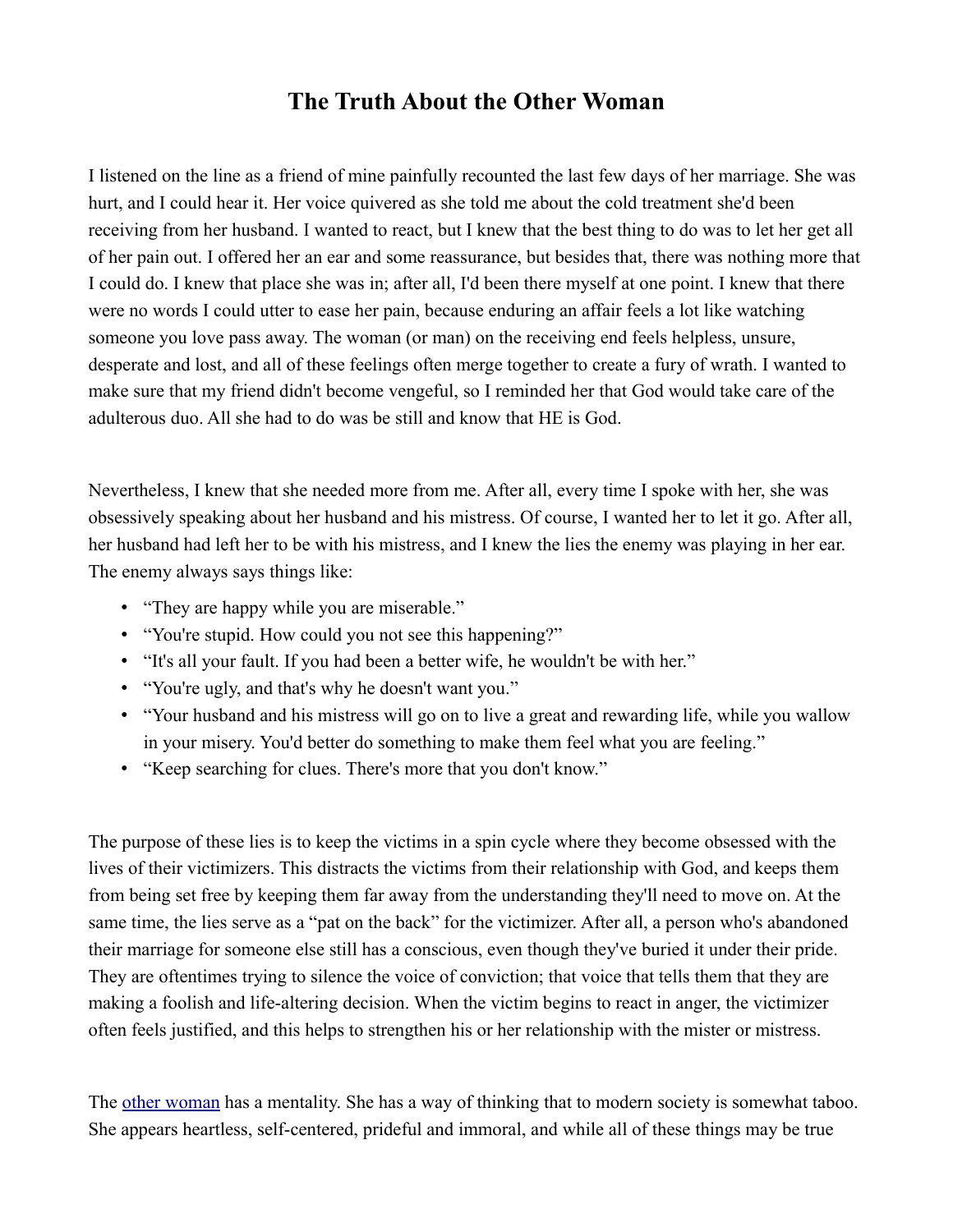# The Truth About the Other Woman

I listened on the line as a friend of mine painfully recounted the last few days of her marriage. She was hurt, and I could hear it. Her voice quivered as she told me about the cold treatment she'd been receiving from her husband. I wanted to react, but I knew that the best thing to do was to let her get all of her pain out. I offered her an ear and some reassurance, but besides that, there was nothing more that I could do. I knew that place she was in; after all, I'd been there myself at one point. I knew that there were no words I could utter to ease her pain, because enduring an affair feels a lot like watching someone you love pass away. The woman (or man) on the receiving end feels helpless, unsure, desperate and lost, and all of these feelings often merge together to create a fury of wrath. I wanted to make sure that my friend didn't become vengeful, so I reminded her that God would take care of the adulterous duo. All she had to do was be still and know that HE is God.

Nevertheless, I knew that she needed more from me. After all, every time I spoke with her, she was obsessively speaking about her husband and his mistress. Of course, I wanted her to let it go. After all, her husband had left her to be with his mistress, and I knew the lies the enemy was playing in her ear. The enemy always says things like:

- "They are happy while you are miserable."
- "You're stupid. How could you not see this happening?"
- "It's all your fault. If you had been a better wife, he wouldn't be with her."
- "You're ugly, and that's why he doesn't want you."
- "Your husband and his mistress will go on to live a great and rewarding life, while you wallow in your misery. You'd better do something to make them feel what you are feeling."
- "Keep searching for clues. There's more that you don't know."

The purpose of these lies is to keep the victims in a spin cycle where they become obsessed with the lives of their victimizers. This distracts the victims from their relationship with God, and keeps them from being set free by keeping them far away from the understanding they'll need to move on. At the same time, the lies serve as a "pat on the back" for the victimizer. After all, a person who's abandoned their marriage for someone else still has a conscious, even though they've buried it under their pride. They are oftentimes trying to silence the voice of conviction; that voice that tells them that they are making a foolish and life-altering decision. When the victim begins to react in anger, the victimizer often feels justified, and this helps to strengthen his or her relationship with the mister or mistress.

The [other woman](#) has a mentality. She has a way of thinking that to modern society is somewhat taboo. She appears heartless, self-centered, prideful and immoral, and while all of these things may be true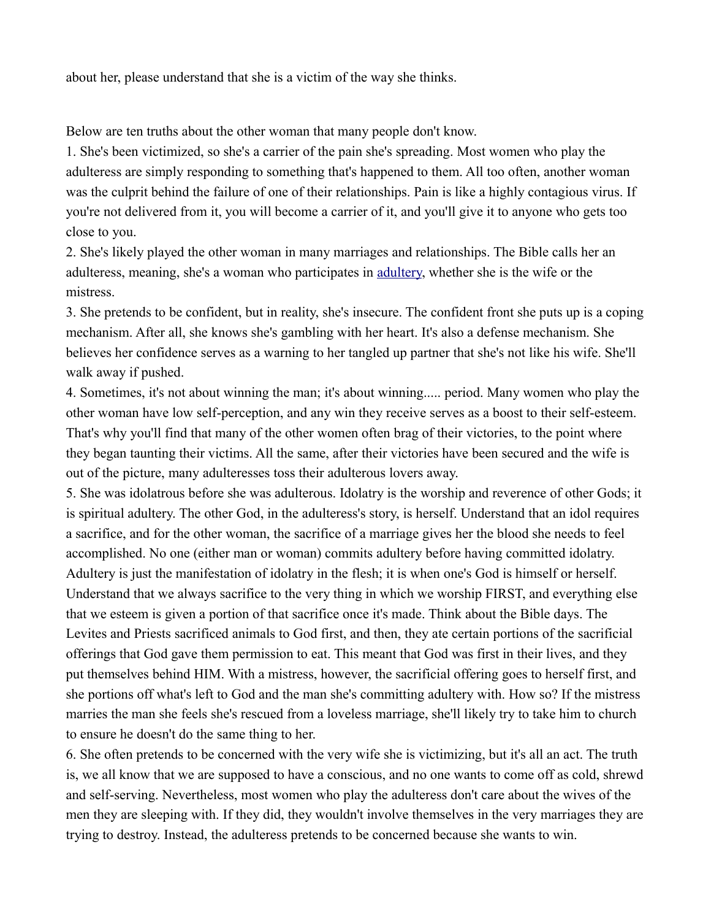about her, please understand that she is a victim of the way she thinks.

Below are ten truths about the other woman that many people don't know.

1. She's been victimized, so she's a carrier of the pain she's spreading. Most women who play the adulteress are simply responding to something that's happened to them. All too often, another woman was the culprit behind the failure of one of their relationships. Pain is like a highly contagious virus. If you're not delivered from it, you will become a carrier of it, and you'll give it to anyone who gets too close to you.
2. She's likely played the other woman in many marriages and relationships. The Bible calls her an adulteress, meaning, she's a woman who participates in adultery, whether she is the wife or the mistress.
3. She pretends to be confident, but in reality, she's insecure. The confident front she puts up is a coping mechanism. After all, she knows she's gambling with her heart. It's also a defense mechanism. She believes her confidence serves as a warning to her tangled up partner that she's not like his wife. She'll walk away if pushed.
4. Sometimes, it's not about winning the man; it's about winning..... period. Many women who play the other woman have low self-perception, and any win they receive serves as a boost to their self-esteem. That's why you'll find that many of the other women often brag of their victories, to the point where they began taunting their victims. All the same, after their victories have been secured and the wife is out of the picture, many adulteresses toss their adulterous lovers away.
5. She was idolatrous before she was adulterous. Idolatry is the worship and reverence of other Gods; it is spiritual adultery. The other God, in the adulteress's story, is herself. Understand that an idol requires a sacrifice, and for the other woman, the sacrifice of a marriage gives her the blood she needs to feel accomplished. No one (either man or woman) commits adultery before having committed idolatry. Adultery is just the manifestation of idolatry in the flesh; it is when one's God is himself or herself. Understand that we always sacrifice to the very thing in which we worship FIRST, and everything else that we esteem is given a portion of that sacrifice once it's made. Think about the Bible days. The Levites and Priests sacrificed animals to God first, and then, they ate certain portions of the sacrificial offerings that God gave them permission to eat. This meant that God was first in their lives, and they put themselves behind HIM. With a mistress, however, the sacrificial offering goes to herself first, and she portions off what's left to God and the man she's committing adultery with. How so? If the mistress marries the man she feels she's rescued from a loveless marriage, she'll likely try to take him to church to ensure he doesn't do the same thing to her.
6. She often pretends to be concerned with the very wife she is victimizing, but it's all an act. The truth is, we all know that we are supposed to have a conscious, and no one wants to come off as cold, shrewd and self-serving. Nevertheless, most women who play the adulteress don't care about the wives of the men they are sleeping with. If they did, they wouldn't involve themselves in the very marriages they are trying to destroy. Instead, the adulteress pretends to be concerned because she wants to win.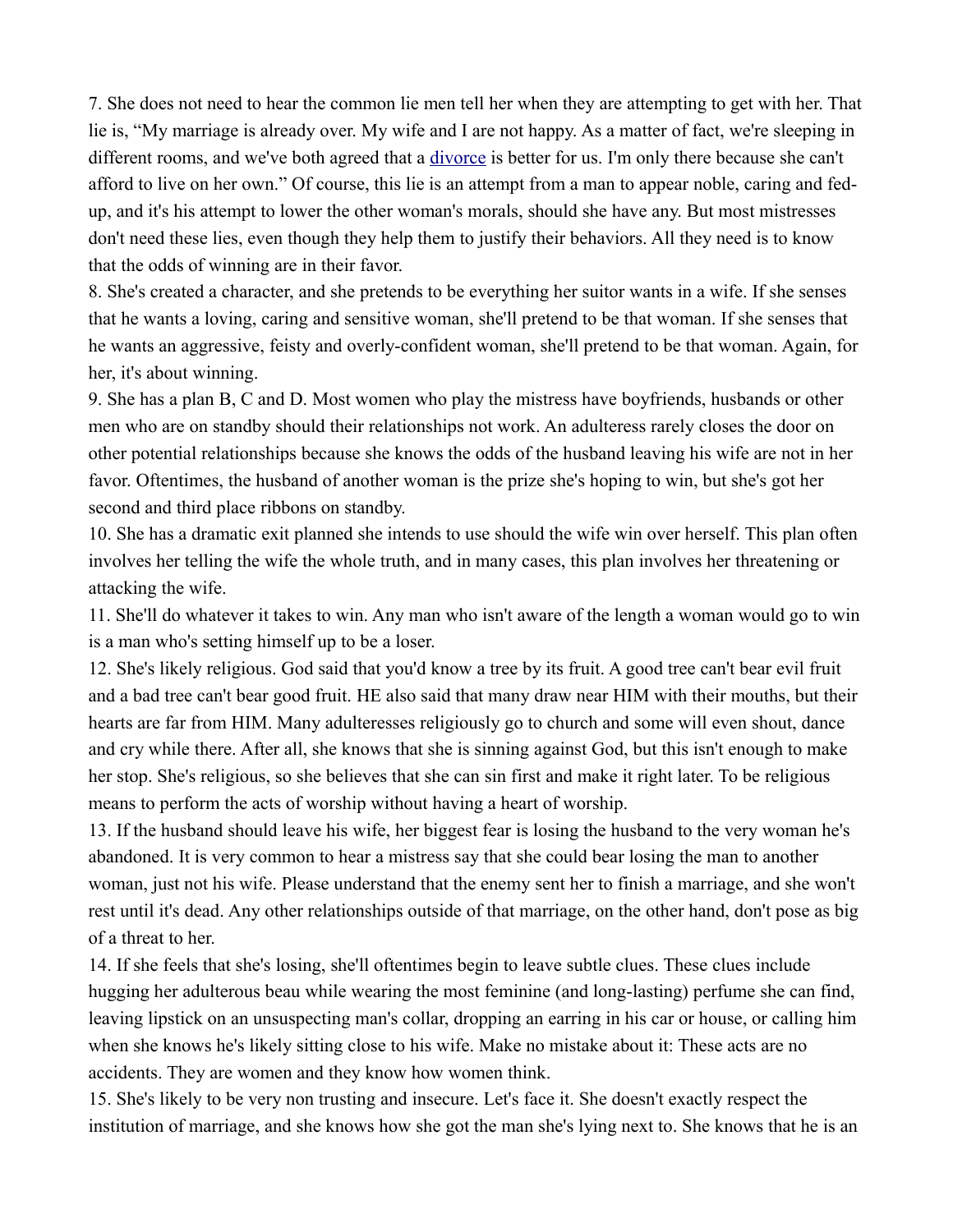7. She does not need to hear the common lie men tell her when they are attempting to get with her. That lie is, “My marriage is already over. My wife and I are not happy. As a matter of fact, we're sleeping in different rooms, and we've both agreed that a divorce is better for us. I'm only there because she can't afford to live on her own.” Of course, this lie is an attempt from a man to appear noble, caring and fed-up, and it's his attempt to lower the other woman's morals, should she have any. But most mistresses don't need these lies, even though they help them to justify their behaviors. All they need is to know that the odds of winning are in their favor.

8. She's created a character, and she pretends to be everything her suitor wants in a wife. If she senses that he wants a loving, caring and sensitive woman, she'll pretend to be that woman. If she senses that he wants an aggressive, feisty and overly-confident woman, she'll pretend to be that woman. Again, for her, it's about winning.

9. She has a plan B, C and D. Most women who play the mistress have boyfriends, husbands or other men who are on standby should their relationships not work. An adulteress rarely closes the door on other potential relationships because she knows the odds of the husband leaving his wife are not in her favor. Oftentimes, the husband of another woman is the prize she's hoping to win, but she's got her second and third place ribbons on standby.

10. She has a dramatic exit planned she intends to use should the wife win over herself. This plan often involves her telling the wife the whole truth, and in many cases, this plan involves her threatening or attacking the wife.

11. She'll do whatever it takes to win. Any man who isn't aware of the length a woman would go to win is a man who's setting himself up to be a loser.

12. She's likely religious. God said that you'd know a tree by its fruit. A good tree can't bear evil fruit and a bad tree can't bear good fruit. HE also said that many draw near HIM with their mouths, but their hearts are far from HIM. Many adulteresses religiously go to church and some will even shout, dance and cry while there. After all, she knows that she is sinning against God, but this isn't enough to make her stop. She's religious, so she believes that she can sin first and make it right later. To be religious means to perform the acts of worship without having a heart of worship.

13. If the husband should leave his wife, her biggest fear is losing the husband to the very woman he's abandoned. It is very common to hear a mistress say that she could bear losing the man to another woman, just not his wife. Please understand that the enemy sent her to finish a marriage, and she won't rest until it's dead. Any other relationships outside of that marriage, on the other hand, don't pose as big of a threat to her.

14. If she feels that she's losing, she'll oftentimes begin to leave subtle clues. These clues include hugging her adulterous beau while wearing the most feminine (and long-lasting) perfume she can find, leaving lipstick on an unsuspecting man's collar, dropping an earring in his car or house, or calling him when she knows he's likely sitting close to his wife. Make no mistake about it: These acts are no accidents. They are women and they know how women think.

15. She's likely to be very non trusting and insecure. Let's face it. She doesn't exactly respect the institution of marriage, and she knows how she got the man she's lying next to. She knows that he is an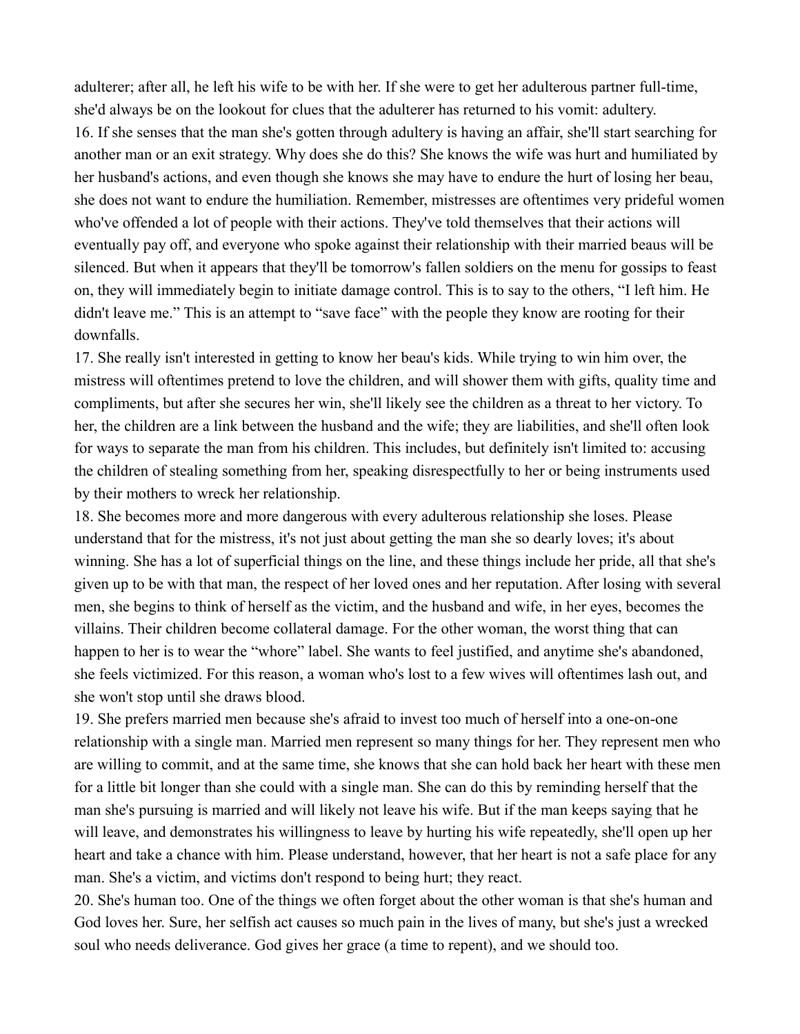adulterer; after all, he left his wife to be with her. If she were to get her adulterous partner full-time, she'd always be on the lookout for clues that the adulterer has returned to his vomit: adultery.

16. If she senses that the man she's gotten through adultery is having an affair, she'll start searching for another man or an exit strategy. Why does she do this? She knows the wife was hurt and humiliated by her husband's actions, and even though she knows she may have to endure the hurt of losing her beau, she does not want to endure the humiliation. Remember, mistresses are oftentimes very prideful women who've offended a lot of people with their actions. They've told themselves that their actions will eventually pay off, and everyone who spoke against their relationship with their married beaus will be silenced. But when it appears that they'll be tomorrow's fallen soldiers on the menu for gossips to feast on, they will immediately begin to initiate damage control. This is to say to the others, "I left him. He didn't leave me." This is an attempt to "save face" with the people they know are rooting for their downfalls.

17. She really isn't interested in getting to know her beau's kids. While trying to win him over, the mistress will oftentimes pretend to love the children, and will shower them with gifts, quality time and compliments, but after she secures her win, she'll likely see the children as a threat to her victory. To her, the children are a link between the husband and the wife; they are liabilities, and she'll often look for ways to separate the man from his children. This includes, but definitely isn't limited to: accusing the children of stealing something from her, speaking disrespectfully to her or being instruments used by their mothers to wreck her relationship.

18. She becomes more and more dangerous with every adulterous relationship she loses. Please understand that for the mistress, it's not just about getting the man she so dearly loves; it's about winning. She has a lot of superficial things on the line, and these things include her pride, all that she's given up to be with that man, the respect of her loved ones and her reputation. After losing with several men, she begins to think of herself as the victim, and the husband and wife, in her eyes, becomes the villains. Their children become collateral damage. For the other woman, the worst thing that can happen to her is to wear the "whore" label. She wants to feel justified, and anytime she's abandoned, she feels victimized. For this reason, a woman who's lost to a few wives will oftentimes lash out, and she won't stop until she draws blood.

19. She prefers married men because she's afraid to invest too much of herself into a one-on-one relationship with a single man. Married men represent so many things for her. They represent men who are willing to commit, and at the same time, she knows that she can hold back her heart with these men for a little bit longer than she could with a single man. She can do this by reminding herself that the man she's pursuing is married and will likely not leave his wife. But if the man keeps saying that he will leave, and demonstrates his willingness to leave by hurting his wife repeatedly, she'll open up her heart and take a chance with him. Please understand, however, that her heart is not a safe place for any man. She's a victim, and victims don't respond to being hurt; they react.

20. She's human too. One of the things we often forget about the other woman is that she's human and God loves her. Sure, her selfish act causes so much pain in the lives of many, but she's just a wrecked soul who needs deliverance. God gives her grace (a time to repent), and we should too.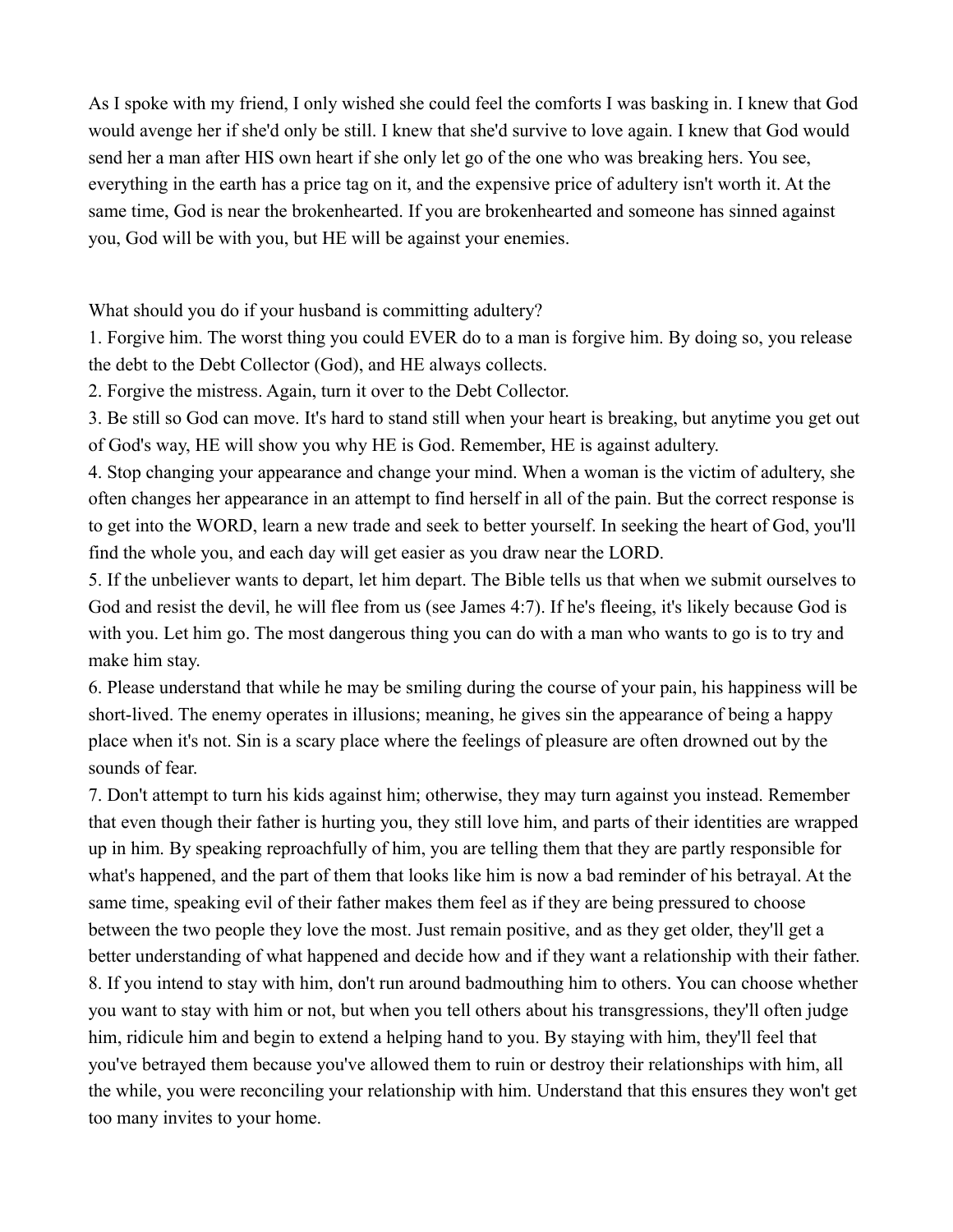As I spoke with my friend, I only wished she could feel the comforts I was basking in. I knew that God would avenge her if she'd only be still. I knew that she'd survive to love again. I knew that God would send her a man after HIS own heart if she only let go of the one who was breaking hers. You see, everything in the earth has a price tag on it, and the expensive price of adultery isn't worth it. At the same time, God is near the brokenhearted. If you are brokenhearted and someone has sinned against you, God will be with you, but HE will be against your enemies.

What should you do if your husband is committing adultery?

1. Forgive him. The worst thing you could EVER do to a man is forgive him. By doing so, you release the debt to the Debt Collector (God), and HE always collects.
2. Forgive the mistress. Again, turn it over to the Debt Collector.
3. Be still so God can move. It's hard to stand still when your heart is breaking, but anytime you get out of God's way, HE will show you why HE is God. Remember, HE is against adultery.
4. Stop changing your appearance and change your mind. When a woman is the victim of adultery, she often changes her appearance in an attempt to find herself in all of the pain. But the correct response is to get into the WORD, learn a new trade and seek to better yourself. In seeking the heart of God, you'll find the whole you, and each day will get easier as you draw near the LORD.
5. If the unbeliever wants to depart, let him depart. The Bible tells us that when we submit ourselves to God and resist the devil, he will flee from us (see James 4:7). If he's fleeing, it's likely because God is with you. Let him go. The most dangerous thing you can do with a man who wants to go is to try and make him stay.
6. Please understand that while he may be smiling during the course of your pain, his happiness will be short-lived. The enemy operates in illusions; meaning, he gives sin the appearance of being a happy place when it's not. Sin is a scary place where the feelings of pleasure are often drowned out by the sounds of fear.
7. Don't attempt to turn his kids against him; otherwise, they may turn against you instead. Remember that even though their father is hurting you, they still love him, and parts of their identities are wrapped up in him. By speaking reproachfully of him, you are telling them that they are partly responsible for what's happened, and the part of them that looks like him is now a bad reminder of his betrayal. At the same time, speaking evil of their father makes them feel as if they are being pressured to choose between the two people they love the most. Just remain positive, and as they get older, they'll get a better understanding of what happened and decide how and if they want a relationship with their father.
8. If you intend to stay with him, don't run around badmouthing him to others. You can choose whether you want to stay with him or not, but when you tell others about his transgressions, they'll often judge him, ridicule him and begin to extend a helping hand to you. By staying with him, they'll feel that you've betrayed them because you've allowed them to ruin or destroy their relationships with him, all the while, you were reconciling your relationship with him. Understand that this ensures they won't get too many invites to your home.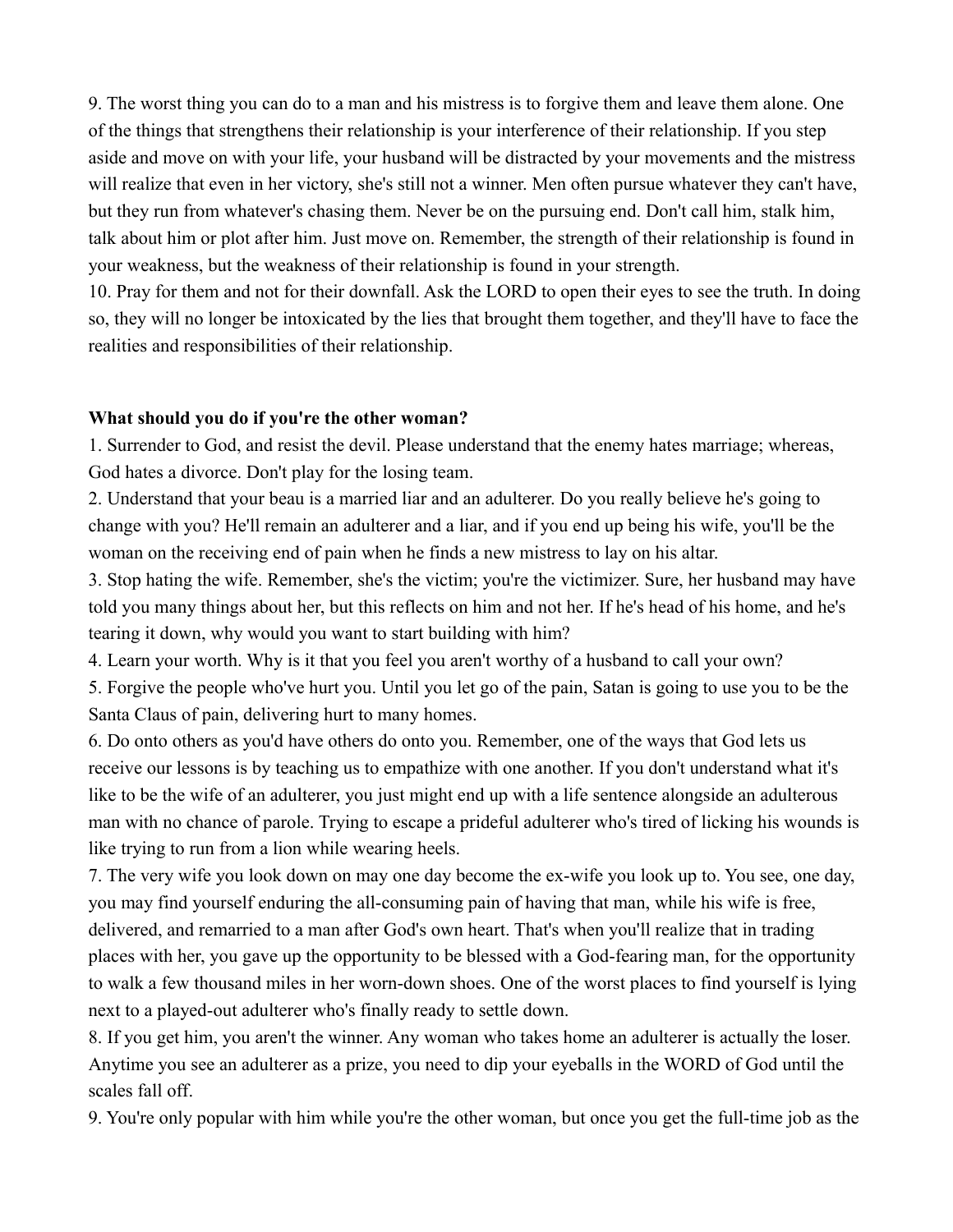9. The worst thing you can do to a man and his mistress is to forgive them and leave them alone. One of the things that strengthens their relationship is your interference of their relationship. If you step aside and move on with your life, your husband will be distracted by your movements and the mistress will realize that even in her victory, she's still not a winner. Men often pursue whatever they can't have, but they run from whatever's chasing them. Never be on the pursuing end. Don't call him, stalk him, talk about him or plot after him. Just move on. Remember, the strength of their relationship is found in your weakness, but the weakness of their relationship is found in your strength.

10. Pray for them and not for their downfall. Ask the LORD to open their eyes to see the truth. In doing so, they will no longer be intoxicated by the lies that brought them together, and they'll have to face the realities and responsibilities of their relationship.

**What should you do if you're the other woman?**

1. Surrender to God, and resist the devil. Please understand that the enemy hates marriage; whereas, God hates a divorce. Don't play for the losing team.
2. Understand that your beau is a married liar and an adulterer. Do you really believe he's going to change with you? He'll remain an adulterer and a liar, and if you end up being his wife, you'll be the woman on the receiving end of pain when he finds a new mistress to lay on his altar.
3. Stop hating the wife. Remember, she's the victim; you're the victimizer. Sure, her husband may have told you many things about her, but this reflects on him and not her. If he's head of his home, and he's tearing it down, why would you want to start building with him?
4. Learn your worth. Why is it that you feel you aren't worthy of a husband to call your own?
5. Forgive the people who've hurt you. Until you let go of the pain, Satan is going to use you to be the Santa Claus of pain, delivering hurt to many homes.
6. Do onto others as you'd have others do onto you. Remember, one of the ways that God lets us receive our lessons is by teaching us to empathize with one another. If you don't understand what it's like to be the wife of an adulterer, you just might end up with a life sentence alongside an adulterous man with no chance of parole. Trying to escape a prideful adulterer who's tired of licking his wounds is like trying to run from a lion while wearing heels.
7. The very wife you look down on may one day become the ex-wife you look up to. You see, one day, you may find yourself enduring the all-consuming pain of having that man, while his wife is free, delivered, and remarried to a man after God's own heart. That's when you'll realize that in trading places with her, you gave up the opportunity to be blessed with a God-fearing man, for the opportunity to walk a few thousand miles in her worn-down shoes. One of the worst places to find yourself is lying next to a played-out adulterer who's finally ready to settle down.
8. If you get him, you aren't the winner. Any woman who takes home an adulterer is actually the loser. Anytime you see an adulterer as a prize, you need to dip your eyeballs in the WORD of God until the scales fall off.
9. You're only popular with him while you're the other woman, but once you get the full-time job as the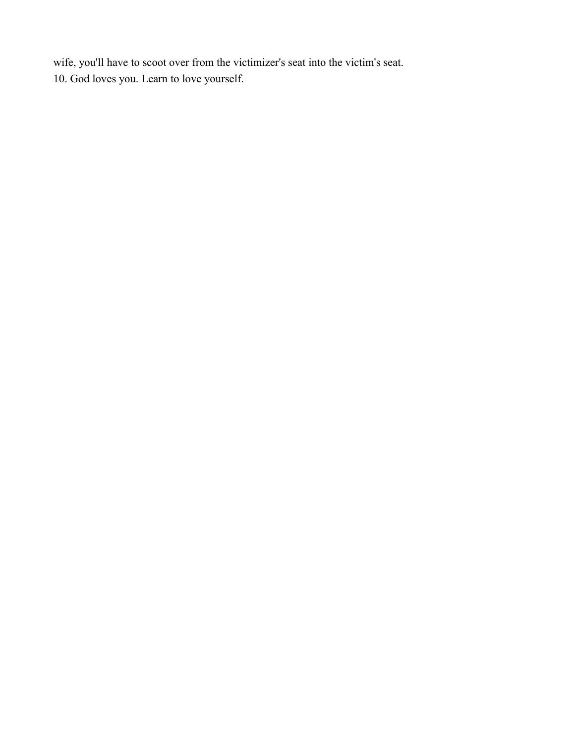wife, you'll have to scoot over from the victimizer's seat into the victim's seat.

10. God loves you. Learn to love yourself.